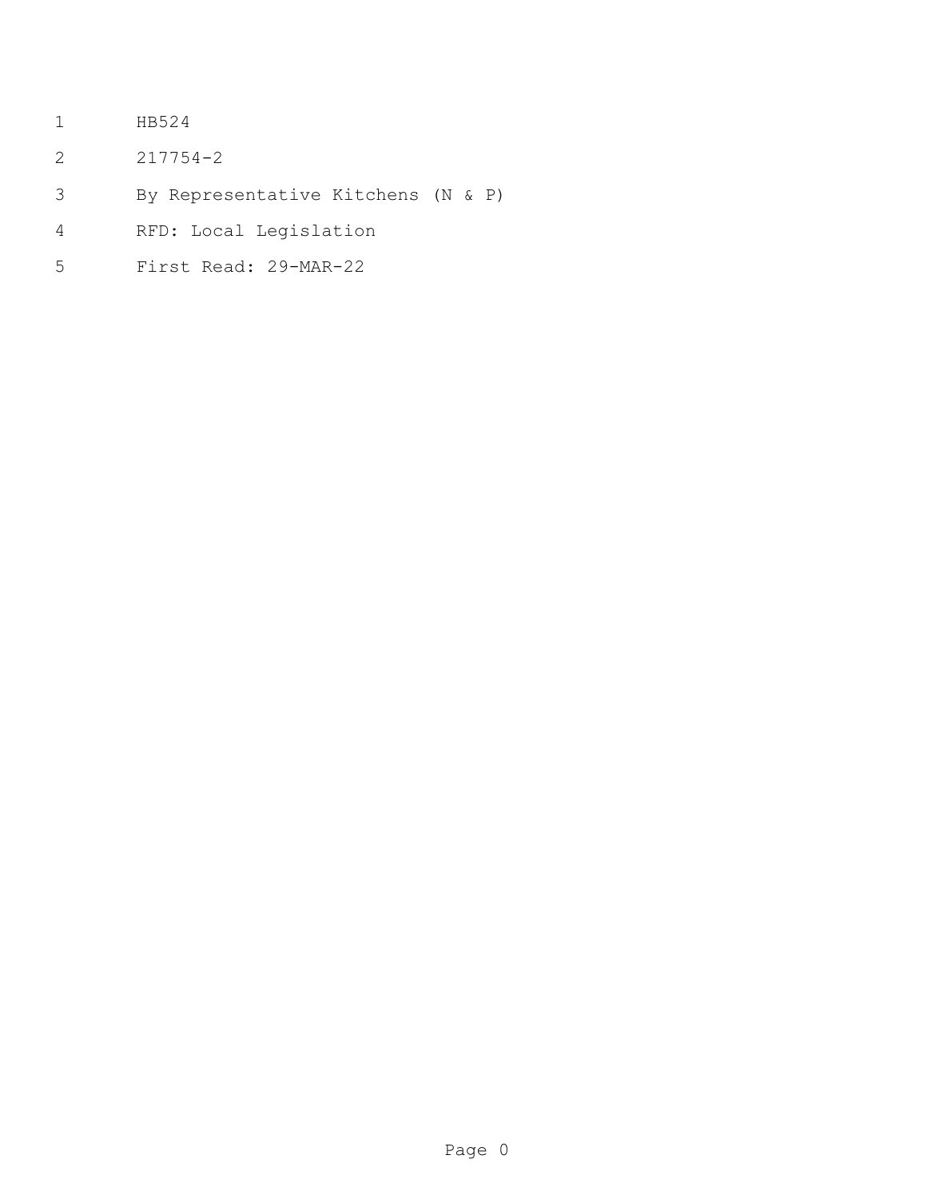HB524

217754-2

By Representative Kitchens (N & P)

RFD: Local Legislation

First Read: 29-MAR-22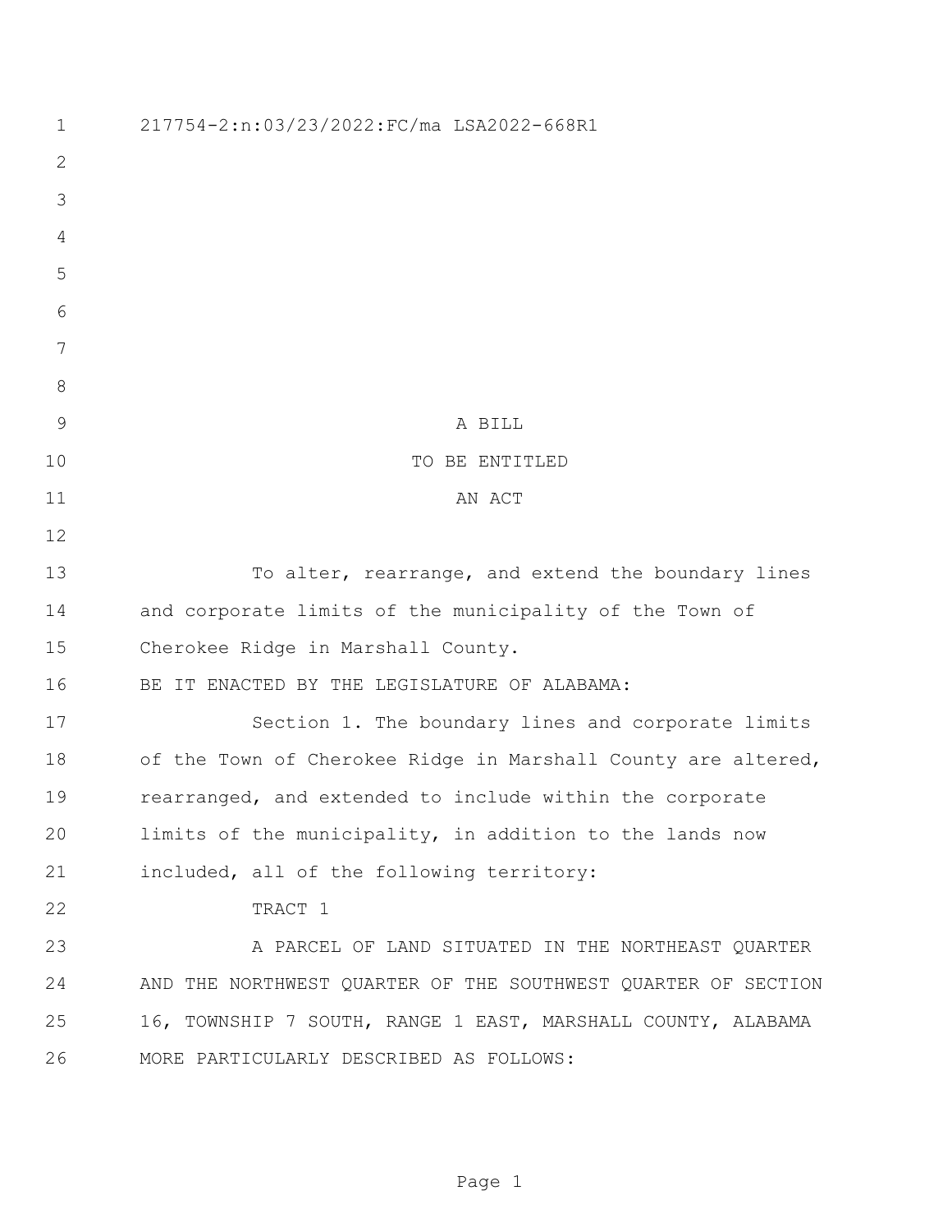217754-2:n:03/23/2022:FC/ma LSA2022-668R1

A BILL
TO BE ENTITLED
AN ACT

To alter, rearrange, and extend the boundary lines and corporate limits of the municipality of the Town of Cherokee Ridge in Marshall County.

BE IT ENACTED BY THE LEGISLATURE OF ALABAMA:

Section 1. The boundary lines and corporate limits of the Town of Cherokee Ridge in Marshall County are altered, rearranged, and extended to include within the corporate limits of the municipality, in addition to the lands now included, all of the following territory:

TRACT 1

A PARCEL OF LAND SITUATED IN THE NORTHEAST QUARTER AND THE NORTHWEST QUARTER OF THE SOUTHWEST QUARTER OF SECTION 16, TOWNSHIP 7 SOUTH, RANGE 1 EAST, MARSHALL COUNTY, ALABAMA MORE PARTICULARLY DESCRIBED AS FOLLOWS: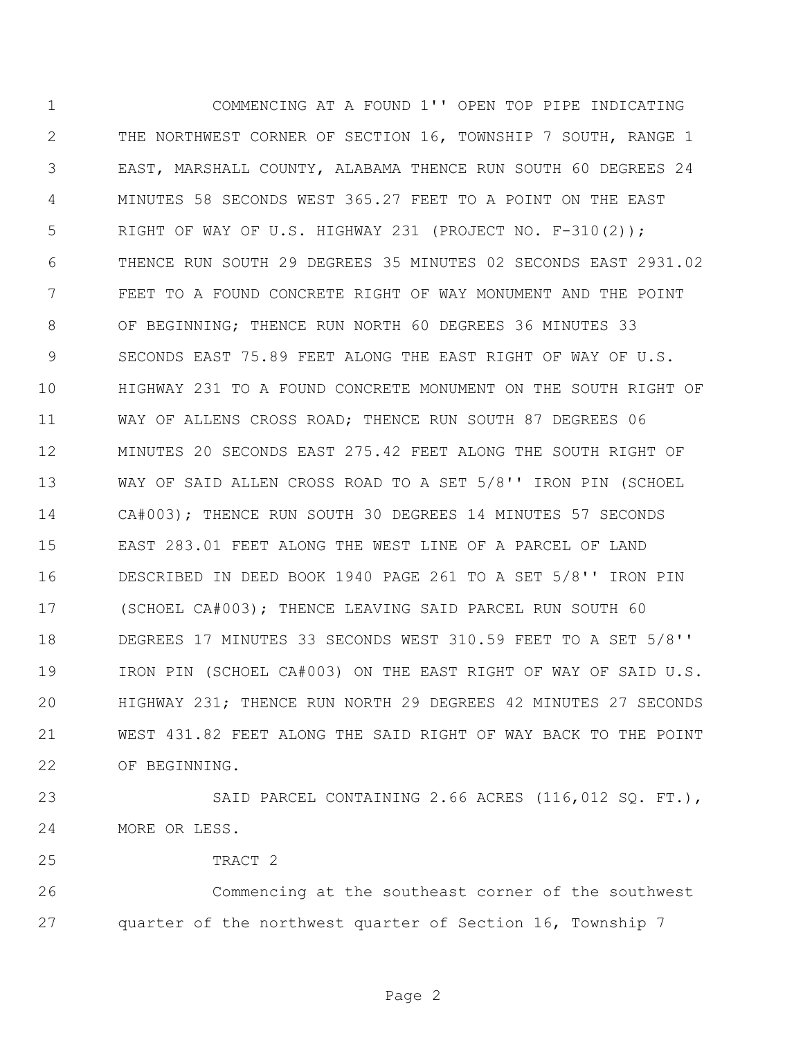COMMENCING AT A FOUND 1'' OPEN TOP PIPE INDICATING THE NORTHWEST CORNER OF SECTION 16, TOWNSHIP 7 SOUTH, RANGE 1 EAST, MARSHALL COUNTY, ALABAMA THENCE RUN SOUTH 60 DEGREES 24 MINUTES 58 SECONDS WEST 365.27 FEET TO A POINT ON THE EAST RIGHT OF WAY OF U.S. HIGHWAY 231 (PROJECT NO. F-310(2)); THENCE RUN SOUTH 29 DEGREES 35 MINUTES 02 SECONDS EAST 2931.02 FEET TO A FOUND CONCRETE RIGHT OF WAY MONUMENT AND THE POINT OF BEGINNING; THENCE RUN NORTH 60 DEGREES 36 MINUTES 33 SECONDS EAST 75.89 FEET ALONG THE EAST RIGHT OF WAY OF U.S. HIGHWAY 231 TO A FOUND CONCRETE MONUMENT ON THE SOUTH RIGHT OF WAY OF ALLENS CROSS ROAD; THENCE RUN SOUTH 87 DEGREES 06 MINUTES 20 SECONDS EAST 275.42 FEET ALONG THE SOUTH RIGHT OF WAY OF SAID ALLEN CROSS ROAD TO A SET 5/8'' IRON PIN (SCHOEL CA#003); THENCE RUN SOUTH 30 DEGREES 14 MINUTES 57 SECONDS EAST 283.01 FEET ALONG THE WEST LINE OF A PARCEL OF LAND DESCRIBED IN DEED BOOK 1940 PAGE 261 TO A SET 5/8'' IRON PIN (SCHOEL CA#003); THENCE LEAVING SAID PARCEL RUN SOUTH 60 DEGREES 17 MINUTES 33 SECONDS WEST 310.59 FEET TO A SET 5/8'' IRON PIN (SCHOEL CA#003) ON THE EAST RIGHT OF WAY OF SAID U.S. HIGHWAY 231; THENCE RUN NORTH 29 DEGREES 42 MINUTES 27 SECONDS WEST 431.82 FEET ALONG THE SAID RIGHT OF WAY BACK TO THE POINT OF BEGINNING.

SAID PARCEL CONTAINING 2.66 ACRES (116,012 SQ. FT.), MORE OR LESS.

TRACT 2

Commencing at the southeast corner of the southwest quarter of the northwest quarter of Section 16, Township 7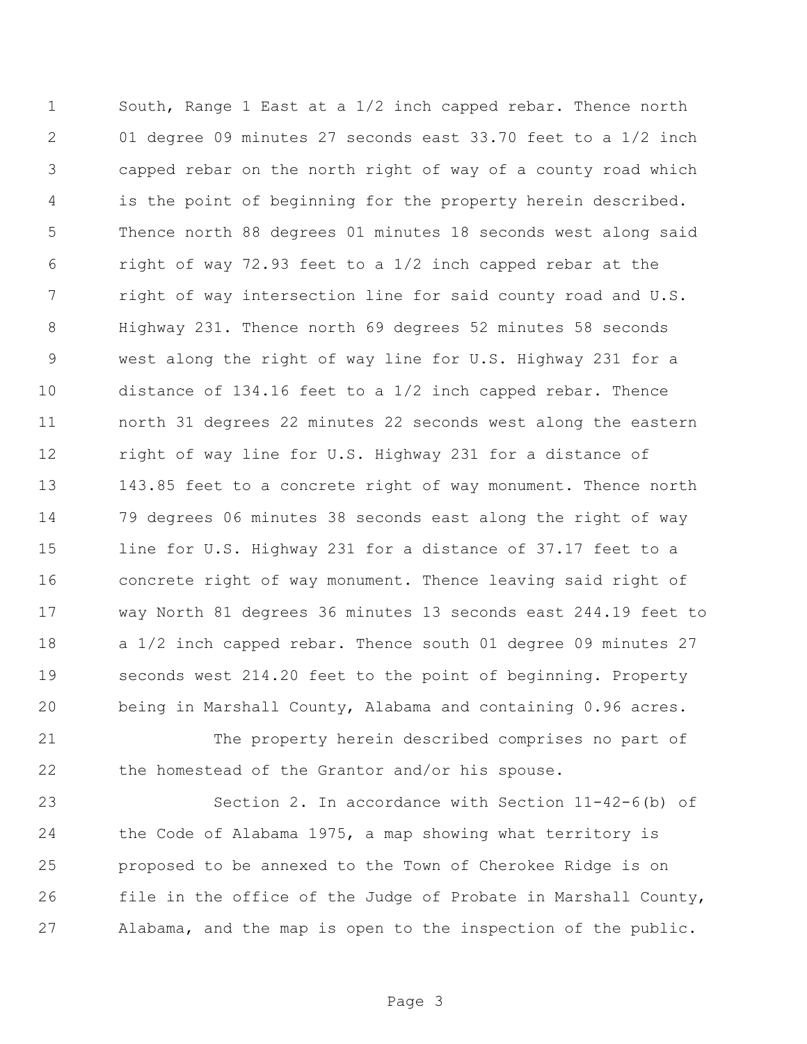South, Range 1 East at a 1/2 inch capped rebar. Thence north 01 degree 09 minutes 27 seconds east 33.70 feet to a 1/2 inch capped rebar on the north right of way of a county road which is the point of beginning for the property herein described. Thence north 88 degrees 01 minutes 18 seconds west along said right of way 72.93 feet to a 1/2 inch capped rebar at the right of way intersection line for said county road and U.S. Highway 231. Thence north 69 degrees 52 minutes 58 seconds west along the right of way line for U.S. Highway 231 for a distance of 134.16 feet to a 1/2 inch capped rebar. Thence north 31 degrees 22 minutes 22 seconds west along the eastern right of way line for U.S. Highway 231 for a distance of 143.85 feet to a concrete right of way monument. Thence north 79 degrees 06 minutes 38 seconds east along the right of way line for U.S. Highway 231 for a distance of 37.17 feet to a concrete right of way monument. Thence leaving said right of way North 81 degrees 36 minutes 13 seconds east 244.19 feet to a 1/2 inch capped rebar. Thence south 01 degree 09 minutes 27 seconds west 214.20 feet to the point of beginning. Property being in Marshall County, Alabama and containing 0.96 acres.

The property herein described comprises no part of the homestead of the Grantor and/or his spouse.

Section 2. In accordance with Section 11-42-6(b) of the Code of Alabama 1975, a map showing what territory is proposed to be annexed to the Town of Cherokee Ridge is on file in the office of the Judge of Probate in Marshall County, Alabama, and the map is open to the inspection of the public.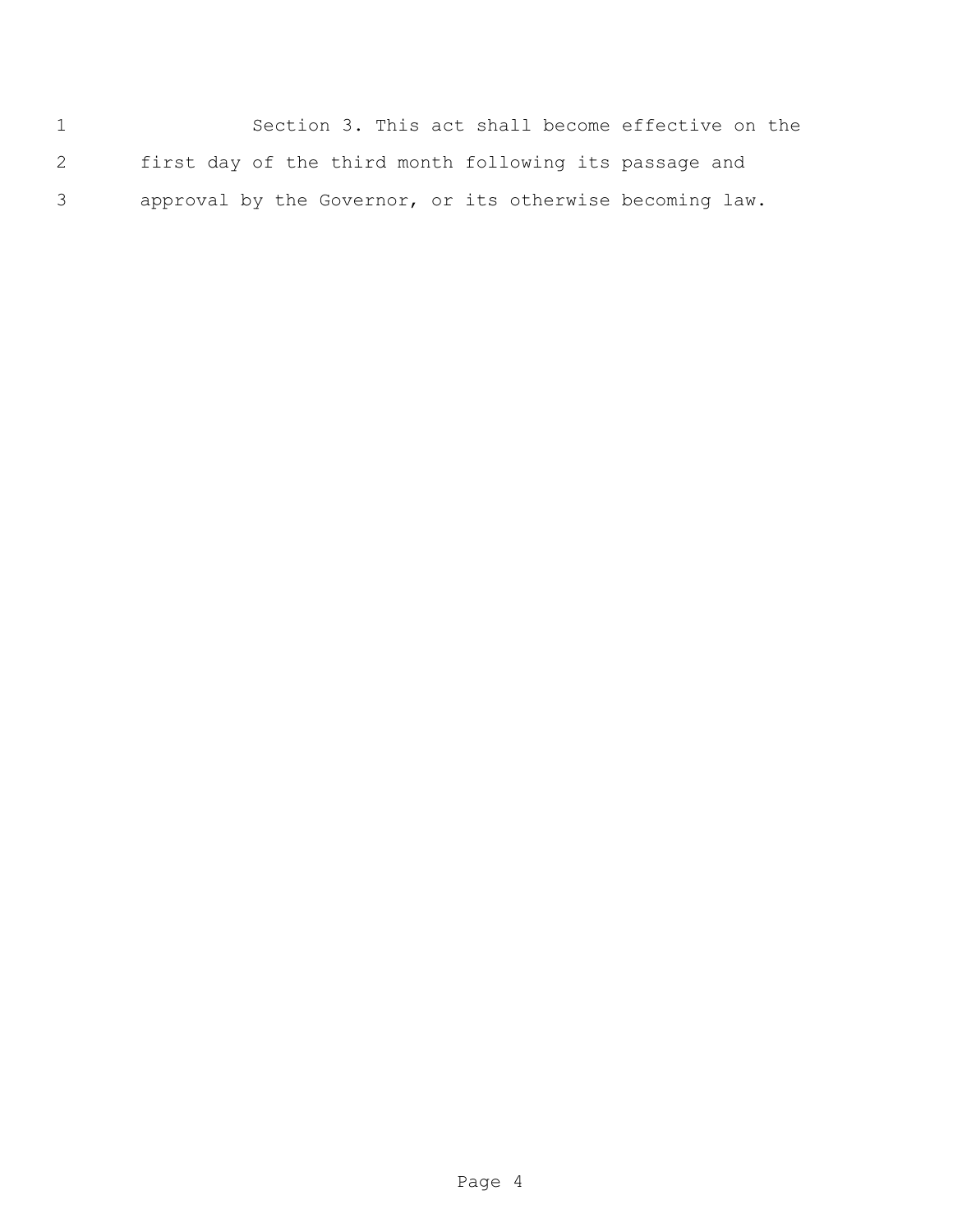Section 3. This act shall become effective on the first day of the third month following its passage and approval by the Governor, or its otherwise becoming law.